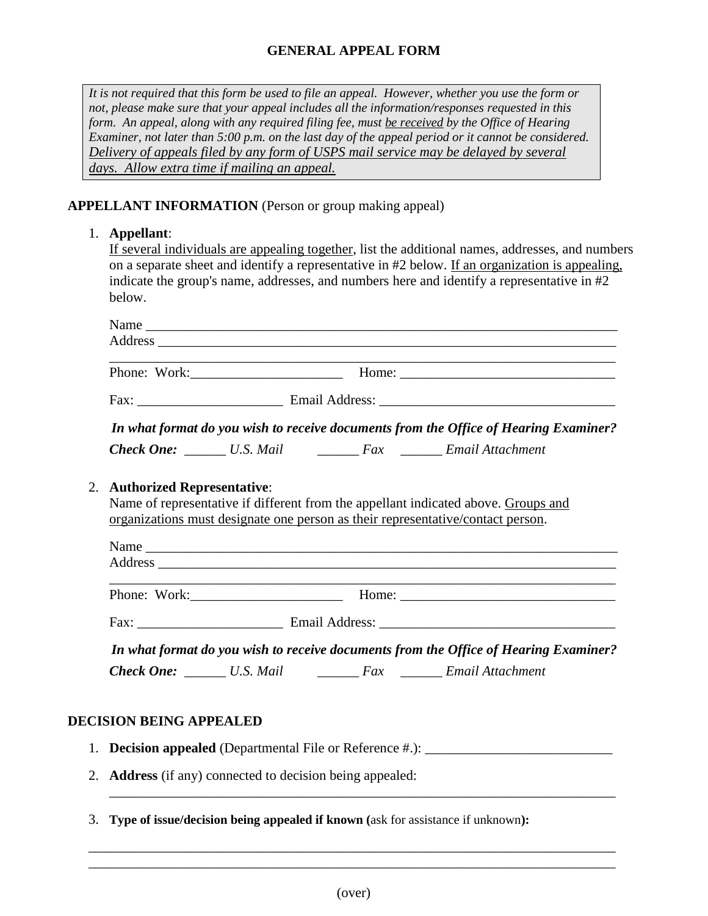# GENERAL APPEAL FORM

> *It is not required that this form be used to file an appeal. However, whether you use the form or not, please make sure that your appeal includes all the information/responses requested in this form. An appeal, along with any required filing fee, must <u>be received</u> by the Office of Hearing Examiner, not later than 5:00 p.m. on the last day of the appeal period or it cannot be considered. <u>Delivery of appeals filed by any form of USPS mail service may be delayed by several days. Allow extra time if mailing an appeal.</u>*

**APPELLANT INFORMATION** (Person or group making appeal)

1. **Appellant**:
   <u>If several individuals are appealing together</u>, list the additional names, addresses, and numbers on a separate sheet and identify a representative in #2 below. <u>If an organization is appealing,</u> indicate the group's name, addresses, and numbers here and identify a representative in #2 below.

   Name ______________________________________________________________________
   Address ____________________________________________________________________
   ___________________________________________________________________________
   Phone: Work:______________________ Home: _______________________________
   Fax: _____________________ Email Address: __________________________________

   ***In what format do you wish to receive documents from the Office of Hearing Examiner?***
   ***Check One:*** ______ *U.S. Mail* ______ *Fax* ______ *Email Attachment*

2. **Authorized Representative**:
   Name of representative if different from the appellant indicated above. <u>Groups and organizations must designate one person as their representative/contact person</u>.

   Name ______________________________________________________________________
   Address ____________________________________________________________________
   ___________________________________________________________________________
   Phone: Work:______________________ Home: _______________________________
   Fax: _____________________ Email Address: __________________________________

   ***In what format do you wish to receive documents from the Office of Hearing Examiner?***
   ***Check One:*** ______ *U.S. Mail* ______ *Fax* ______ *Email Attachment*

**DECISION BEING APPEALED**

1. **Decision appealed** (Departmental File or Reference #.): ___________________________
2. **Address** (if any) connected to decision being appealed:
   ___________________________________________________________________________
3. **Type of issue/decision being appealed if known (**ask for assistance if unknown**):**

___________________________________________________________________________
___________________________________________________________________________

(over)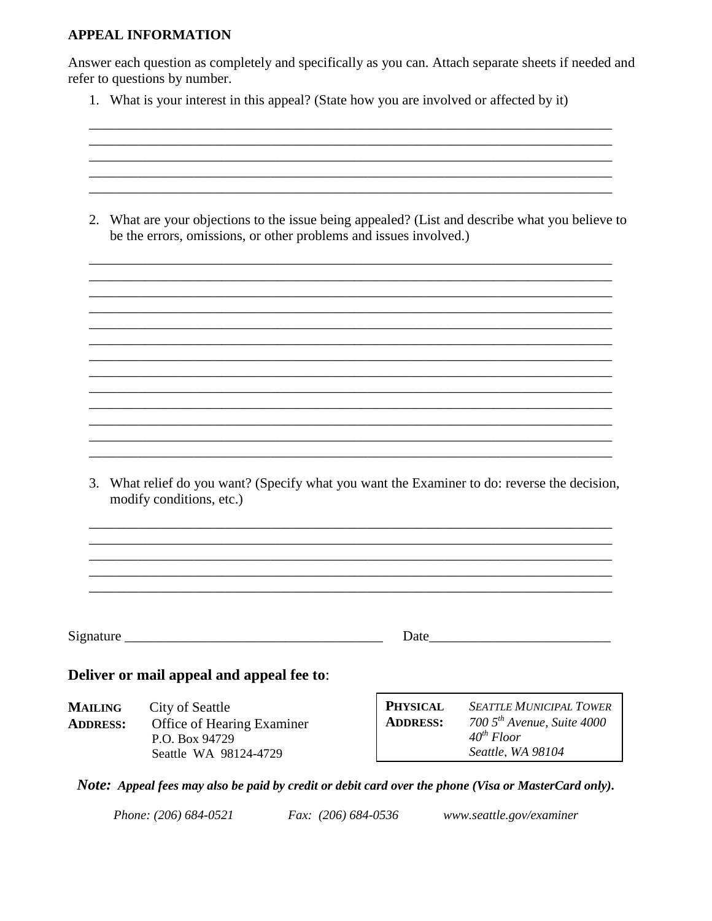## APPEAL INFORMATION

Answer each question as completely and specifically as you can. Attach separate sheets if needed and refer to questions by number.

1. What is your interest in this appeal? (State how you are involved or affected by it)

_______________________________________________________________________________
_______________________________________________________________________________
_______________________________________________________________________________
_______________________________________________________________________________
_______________________________________________________________________________

2. What are your objections to the issue being appealed? (List and describe what you believe to be the errors, omissions, or other problems and issues involved.)

_______________________________________________________________________________
_______________________________________________________________________________
_______________________________________________________________________________
_______________________________________________________________________________
_______________________________________________________________________________
_______________________________________________________________________________
_______________________________________________________________________________
_______________________________________________________________________________
_______________________________________________________________________________
_______________________________________________________________________________
_______________________________________________________________________________
_______________________________________________________________________________
_______________________________________________________________________________

3. What relief do you want? (Specify what you want the Examiner to do: reverse the decision, modify conditions, etc.)

_______________________________________________________________________________
_______________________________________________________________________________
_______________________________________________________________________________
_______________________________________________________________________________
_______________________________________________________________________________

Signature _____________________________________ Date__________________________

### Deliver or mail appeal and appeal fee to:

| | | | |
|---|---|---|---|
| **MAILING ADDRESS:** | City of Seattle<br>Office of Hearing Examiner<br>P.O. Box 94729<br>Seattle WA 98124-4729 | **PHYSICAL ADDRESS:** | *SEATTLE MUNICIPAL TOWER*<br>*700 5th Avenue, Suite 4000*<br>*40th Floor*<br>*Seattle, WA 98104* |

***Note:* Appeal fees may also be paid by credit or debit card over the phone (Visa or MasterCard only).**

*Phone: (206) 684-0521* *Fax: (206) 684-0536* *www.seattle.gov/examiner*